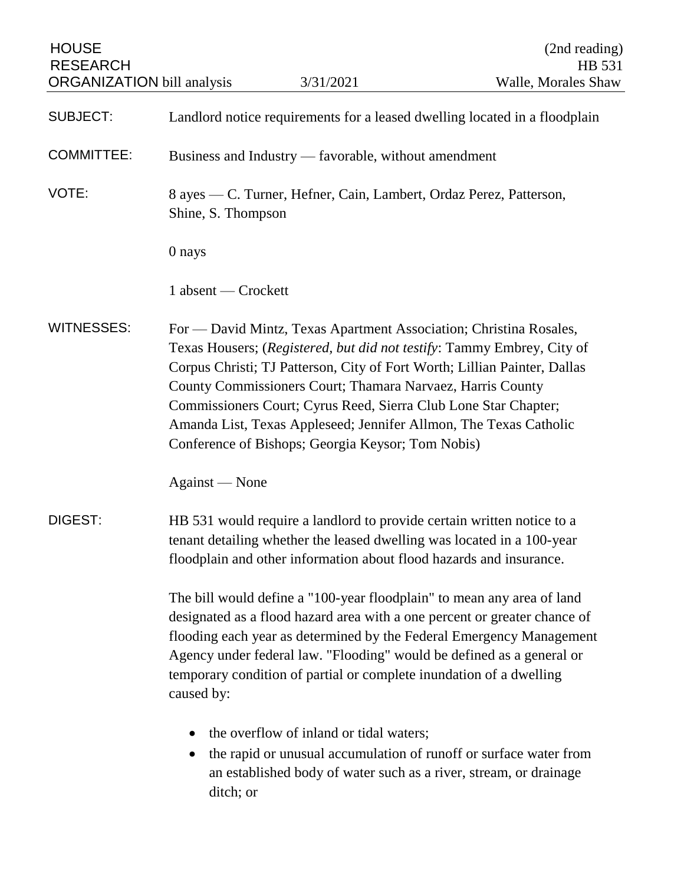HOUSE RESEARCH ORGANIZATION bill analysis — 3/31/2021 — (2nd reading) HB 531 — Walle, Morales Shaw

**SUBJECT:** Landlord notice requirements for a leased dwelling located in a floodplain

**COMMITTEE:** Business and Industry — favorable, without amendment

**VOTE:** 8 ayes — C. Turner, Hefner, Cain, Lambert, Ordaz Perez, Patterson, Shine, S. Thompson

0 nays

1 absent — Crockett

**WITNESSES:** For — David Mintz, Texas Apartment Association; Christina Rosales, Texas Housers; (*Registered, but did not testify*: Tammy Embrey, City of Corpus Christi; TJ Patterson, City of Fort Worth; Lillian Painter, Dallas County Commissioners Court; Thamara Narvaez, Harris County Commissioners Court; Cyrus Reed, Sierra Club Lone Star Chapter; Amanda List, Texas Appleseed; Jennifer Allmon, The Texas Catholic Conference of Bishops; Georgia Keysor; Tom Nobis)

Against — None

**DIGEST:** HB 531 would require a landlord to provide certain written notice to a tenant detailing whether the leased dwelling was located in a 100-year floodplain and other information about flood hazards and insurance.

The bill would define a "100-year floodplain" to mean any area of land designated as a flood hazard area with a one percent or greater chance of flooding each year as determined by the Federal Emergency Management Agency under federal law. "Flooding" would be defined as a general or temporary condition of partial or complete inundation of a dwelling caused by:

- the overflow of inland or tidal waters;
- the rapid or unusual accumulation of runoff or surface water from an established body of water such as a river, stream, or drainage ditch; or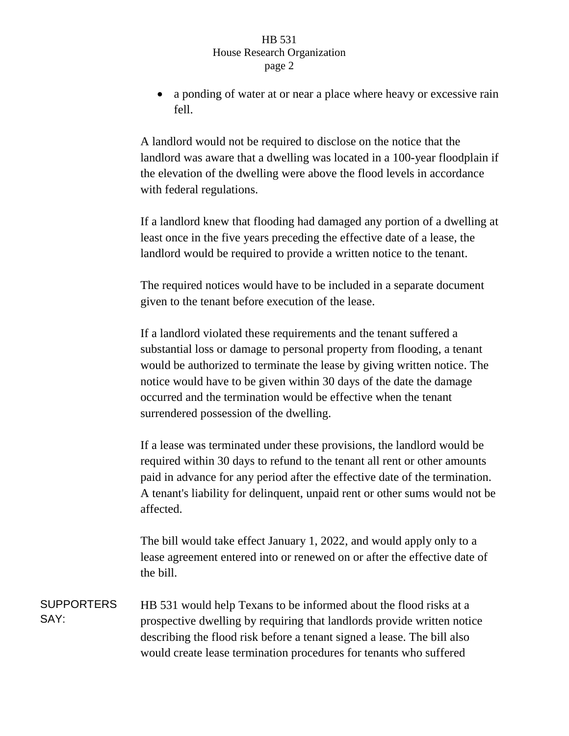- a ponding of water at or near a place where heavy or excessive rain fell.

A landlord would not be required to disclose on the notice that the landlord was aware that a dwelling was located in a 100-year floodplain if the elevation of the dwelling were above the flood levels in accordance with federal regulations.

If a landlord knew that flooding had damaged any portion of a dwelling at least once in the five years preceding the effective date of a lease, the landlord would be required to provide a written notice to the tenant.

The required notices would have to be included in a separate document given to the tenant before execution of the lease.

If a landlord violated these requirements and the tenant suffered a substantial loss or damage to personal property from flooding, a tenant would be authorized to terminate the lease by giving written notice. The notice would have to be given within 30 days of the date the damage occurred and the termination would be effective when the tenant surrendered possession of the dwelling.

If a lease was terminated under these provisions, the landlord would be required within 30 days to refund to the tenant all rent or other amounts paid in advance for any period after the effective date of the termination. A tenant's liability for delinquent, unpaid rent or other sums would not be affected.

The bill would take effect January 1, 2022, and would apply only to a lease agreement entered into or renewed on or after the effective date of the bill.

SUPPORTERS SAY:

HB 531 would help Texans to be informed about the flood risks at a prospective dwelling by requiring that landlords provide written notice describing the flood risk before a tenant signed a lease. The bill also would create lease termination procedures for tenants who suffered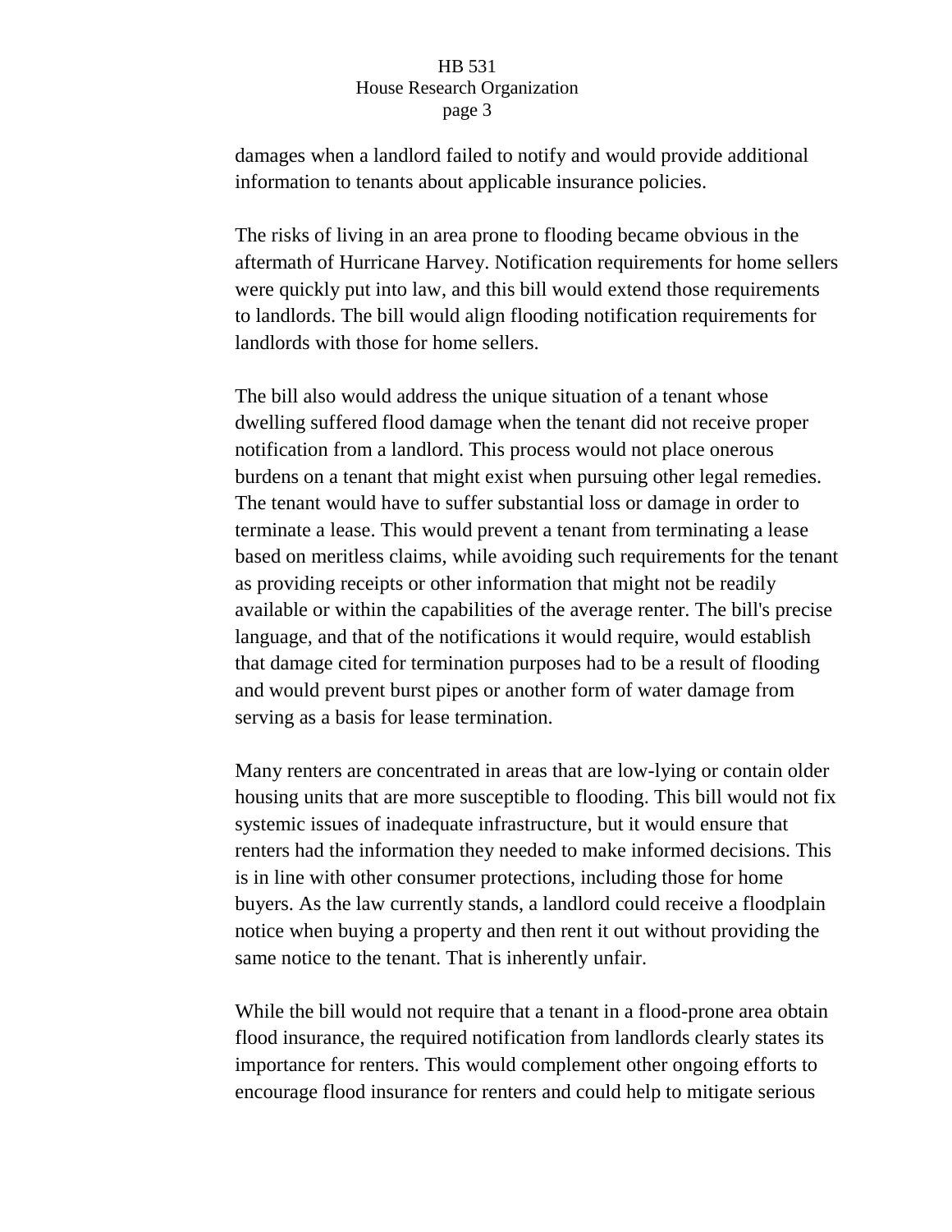damages when a landlord failed to notify and would provide additional information to tenants about applicable insurance policies.

The risks of living in an area prone to flooding became obvious in the aftermath of Hurricane Harvey. Notification requirements for home sellers were quickly put into law, and this bill would extend those requirements to landlords. The bill would align flooding notification requirements for landlords with those for home sellers.

The bill also would address the unique situation of a tenant whose dwelling suffered flood damage when the tenant did not receive proper notification from a landlord. This process would not place onerous burdens on a tenant that might exist when pursuing other legal remedies. The tenant would have to suffer substantial loss or damage in order to terminate a lease. This would prevent a tenant from terminating a lease based on meritless claims, while avoiding such requirements for the tenant as providing receipts or other information that might not be readily available or within the capabilities of the average renter. The bill's precise language, and that of the notifications it would require, would establish that damage cited for termination purposes had to be a result of flooding and would prevent burst pipes or another form of water damage from serving as a basis for lease termination.

Many renters are concentrated in areas that are low-lying or contain older housing units that are more susceptible to flooding. This bill would not fix systemic issues of inadequate infrastructure, but it would ensure that renters had the information they needed to make informed decisions. This is in line with other consumer protections, including those for home buyers. As the law currently stands, a landlord could receive a floodplain notice when buying a property and then rent it out without providing the same notice to the tenant. That is inherently unfair.

While the bill would not require that a tenant in a flood-prone area obtain flood insurance, the required notification from landlords clearly states its importance for renters. This would complement other ongoing efforts to encourage flood insurance for renters and could help to mitigate serious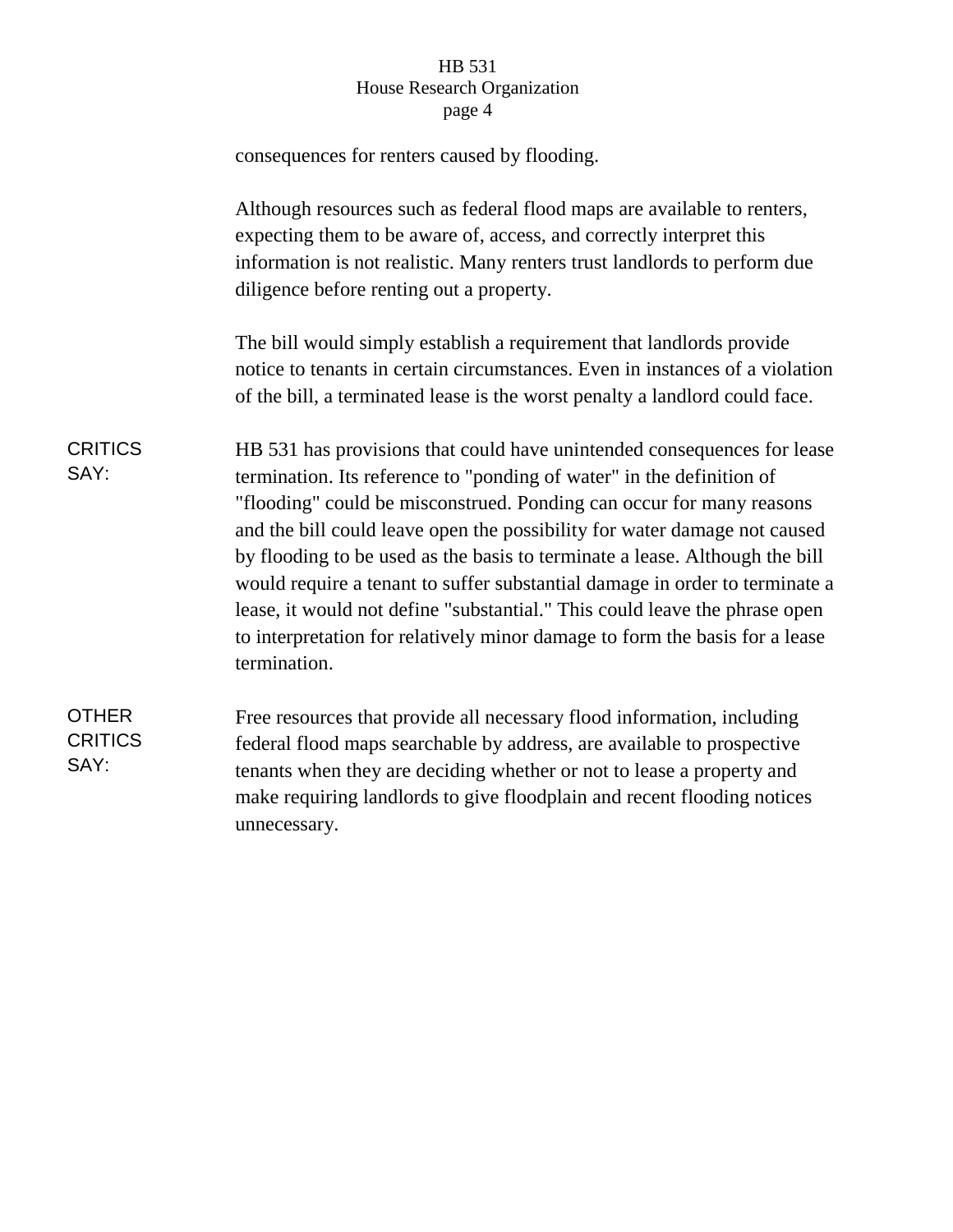consequences for renters caused by flooding.

Although resources such as federal flood maps are available to renters, expecting them to be aware of, access, and correctly interpret this information is not realistic. Many renters trust landlords to perform due diligence before renting out a property.

The bill would simply establish a requirement that landlords provide notice to tenants in certain circumstances. Even in instances of a violation of the bill, a terminated lease is the worst penalty a landlord could face.

**CRITICS SAY:**

HB 531 has provisions that could have unintended consequences for lease termination. Its reference to "ponding of water" in the definition of "flooding" could be misconstrued. Ponding can occur for many reasons and the bill could leave open the possibility for water damage not caused by flooding to be used as the basis to terminate a lease. Although the bill would require a tenant to suffer substantial damage in order to terminate a lease, it would not define "substantial." This could leave the phrase open to interpretation for relatively minor damage to form the basis for a lease termination.

**OTHER CRITICS SAY:**

Free resources that provide all necessary flood information, including federal flood maps searchable by address, are available to prospective tenants when they are deciding whether or not to lease a property and make requiring landlords to give floodplain and recent flooding notices unnecessary.